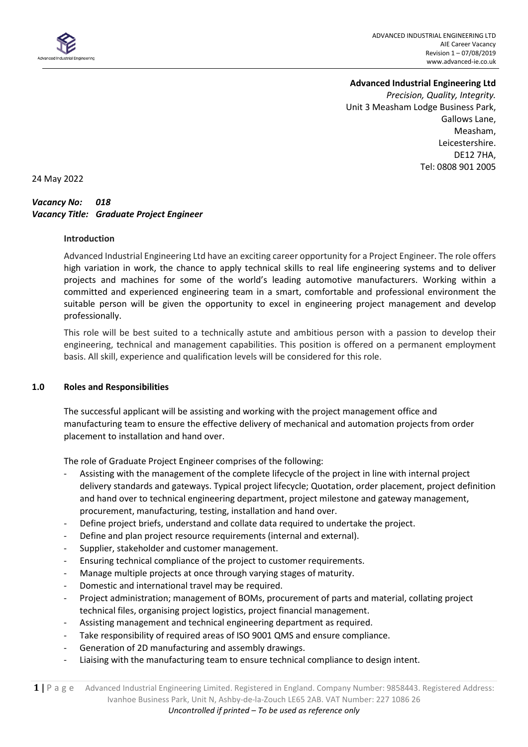**Advanced Industrial Engineering Ltd**
*Precision, Quality, Integrity.*
Unit 3 Measham Lodge Business Park,
Gallows Lane,
Measham,
Leicestershire.
DE12 7HA,
Tel: 0808 901 2005

24 May 2022

***Vacancy No: 018***
***Vacancy Title: Graduate Project Engineer***

**Introduction**

Advanced Industrial Engineering Ltd have an exciting career opportunity for a Project Engineer. The role offers high variation in work, the chance to apply technical skills to real life engineering systems and to deliver projects and machines for some of the world's leading automotive manufacturers. Working within a committed and experienced engineering team in a smart, comfortable and professional environment the suitable person will be given the opportunity to excel in engineering project management and develop professionally.

This role will be best suited to a technically astute and ambitious person with a passion to develop their engineering, technical and management capabilities. This position is offered on a permanent employment basis. All skill, experience and qualification levels will be considered for this role.

## 1.0 Roles and Responsibilities

The successful applicant will be assisting and working with the project management office and manufacturing team to ensure the effective delivery of mechanical and automation projects from order placement to installation and hand over.

The role of Graduate Project Engineer comprises of the following:

- Assisting with the management of the complete lifecycle of the project in line with internal project delivery standards and gateways. Typical project lifecycle; Quotation, order placement, project definition and hand over to technical engineering department, project milestone and gateway management, procurement, manufacturing, testing, installation and hand over.
- Define project briefs, understand and collate data required to undertake the project.
- Define and plan project resource requirements (internal and external).
- Supplier, stakeholder and customer management.
- Ensuring technical compliance of the project to customer requirements.
- Manage multiple projects at once through varying stages of maturity.
- Domestic and international travel may be required.
- Project administration; management of BOMs, procurement of parts and material, collating project technical files, organising project logistics, project financial management.
- Assisting management and technical engineering department as required.
- Take responsibility of required areas of ISO 9001 QMS and ensure compliance.
- Generation of 2D manufacturing and assembly drawings.
- Liaising with the manufacturing team to ensure technical compliance to design intent.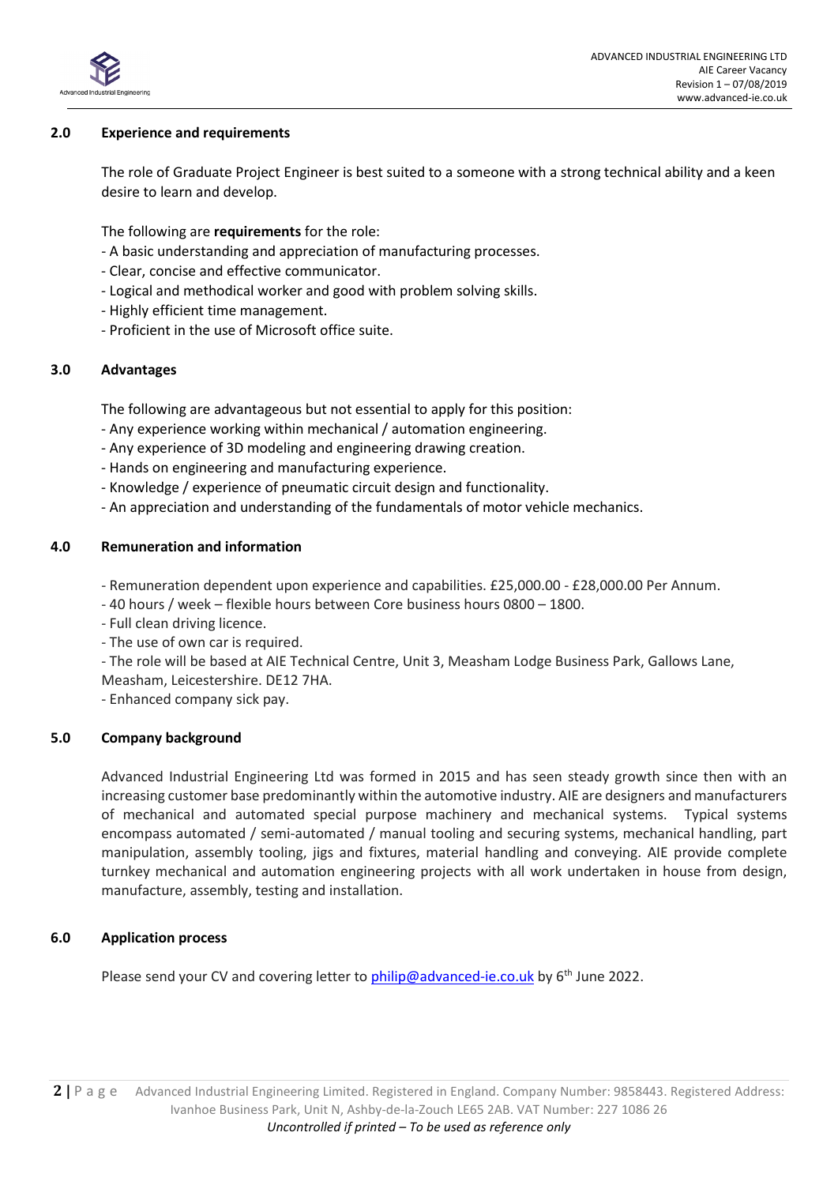## 2.0 Experience and requirements

The role of Graduate Project Engineer is best suited to a someone with a strong technical ability and a keen desire to learn and develop.

The following are **requirements** for the role:

- A basic understanding and appreciation of manufacturing processes.
- Clear, concise and effective communicator.
- Logical and methodical worker and good with problem solving skills.
- Highly efficient time management.
- Proficient in the use of Microsoft office suite.

## 3.0 Advantages

The following are advantageous but not essential to apply for this position:

- Any experience working within mechanical / automation engineering.
- Any experience of 3D modeling and engineering drawing creation.
- Hands on engineering and manufacturing experience.
- Knowledge / experience of pneumatic circuit design and functionality.
- An appreciation and understanding of the fundamentals of motor vehicle mechanics.

## 4.0 Remuneration and information

- Remuneration dependent upon experience and capabilities. £25,000.00 - £28,000.00 Per Annum.
- 40 hours / week – flexible hours between Core business hours 0800 – 1800.
- Full clean driving licence.
- The use of own car is required.
- The role will be based at AIE Technical Centre, Unit 3, Measham Lodge Business Park, Gallows Lane, Measham, Leicestershire. DE12 7HA.
- Enhanced company sick pay.

## 5.0 Company background

Advanced Industrial Engineering Ltd was formed in 2015 and has seen steady growth since then with an increasing customer base predominantly within the automotive industry. AIE are designers and manufacturers of mechanical and automated special purpose machinery and mechanical systems. Typical systems encompass automated / semi-automated / manual tooling and securing systems, mechanical handling, part manipulation, assembly tooling, jigs and fixtures, material handling and conveying. AIE provide complete turnkey mechanical and automation engineering projects with all work undertaken in house from design, manufacture, assembly, testing and installation.

## 6.0 Application process

Please send your CV and covering letter to philip@advanced-ie.co.uk by 6th June 2022.